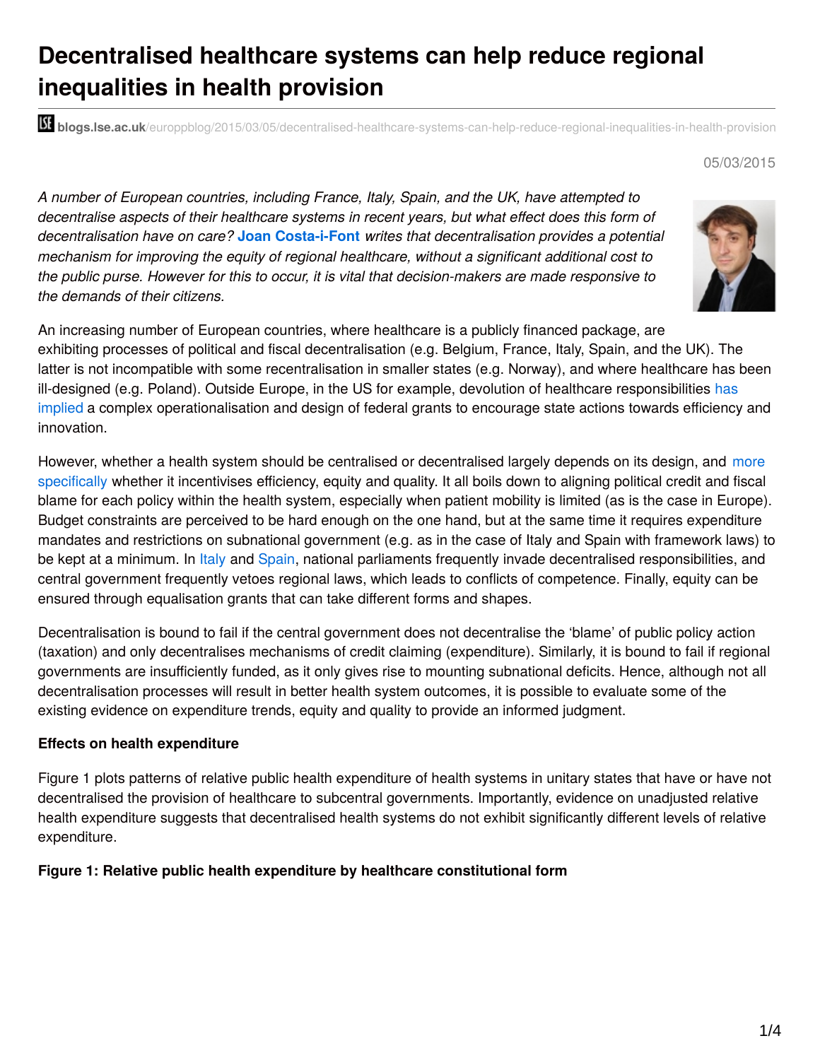# Decentralised healthcare systems can help reduce regional inequalities in health provision

blogs.lse.ac.uk/europpblog/2015/03/05/decentralised-healthcare-systems-can-help-reduce-regional-inequalities-in-health-provision

05/03/2015

*A number of European countries, including France, Italy, Spain, and the UK, have attempted to decentralise aspects of their healthcare systems in recent years, but what effect does this form of decentralisation have on care?* **Joan Costa-i-Font** *writes that decentralisation provides a potential mechanism for improving the equity of regional healthcare, without a significant additional cost to the public purse. However for this to occur, it is vital that decision-makers are made responsive to the demands of their citizens.*

An increasing number of European countries, where healthcare is a publicly financed package, are exhibiting processes of political and fiscal decentralisation (e.g. Belgium, France, Italy, Spain, and the UK). The latter is not incompatible with some recentralisation in smaller states (e.g. Norway), and where healthcare has been ill-designed (e.g. Poland). Outside Europe, in the US for example, devolution of healthcare responsibilities has implied a complex operationalisation and design of federal grants to encourage state actions towards efficiency and innovation.

However, whether a health system should be centralised or decentralised largely depends on its design, and more specifically whether it incentivises efficiency, equity and quality. It all boils down to aligning political credit and fiscal blame for each policy within the health system, especially when patient mobility is limited (as is the case in Europe). Budget constraints are perceived to be hard enough on the one hand, but at the same time it requires expenditure mandates and restrictions on subnational government (e.g. as in the case of Italy and Spain with framework laws) to be kept at a minimum. In Italy and Spain, national parliaments frequently invade decentralised responsibilities, and central government frequently vetoes regional laws, which leads to conflicts of competence. Finally, equity can be ensured through equalisation grants that can take different forms and shapes.

Decentralisation is bound to fail if the central government does not decentralise the 'blame' of public policy action (taxation) and only decentralises mechanisms of credit claiming (expenditure). Similarly, it is bound to fail if regional governments are insufficiently funded, as it only gives rise to mounting subnational deficits. Hence, although not all decentralisation processes will result in better health system outcomes, it is possible to evaluate some of the existing evidence on expenditure trends, equity and quality to provide an informed judgment.

**Effects on health expenditure**

Figure 1 plots patterns of relative public health expenditure of health systems in unitary states that have or have not decentralised the provision of healthcare to subcentral governments. Importantly, evidence on unadjusted relative health expenditure suggests that decentralised health systems do not exhibit significantly different levels of relative expenditure.

**Figure 1: Relative public health expenditure by healthcare constitutional form**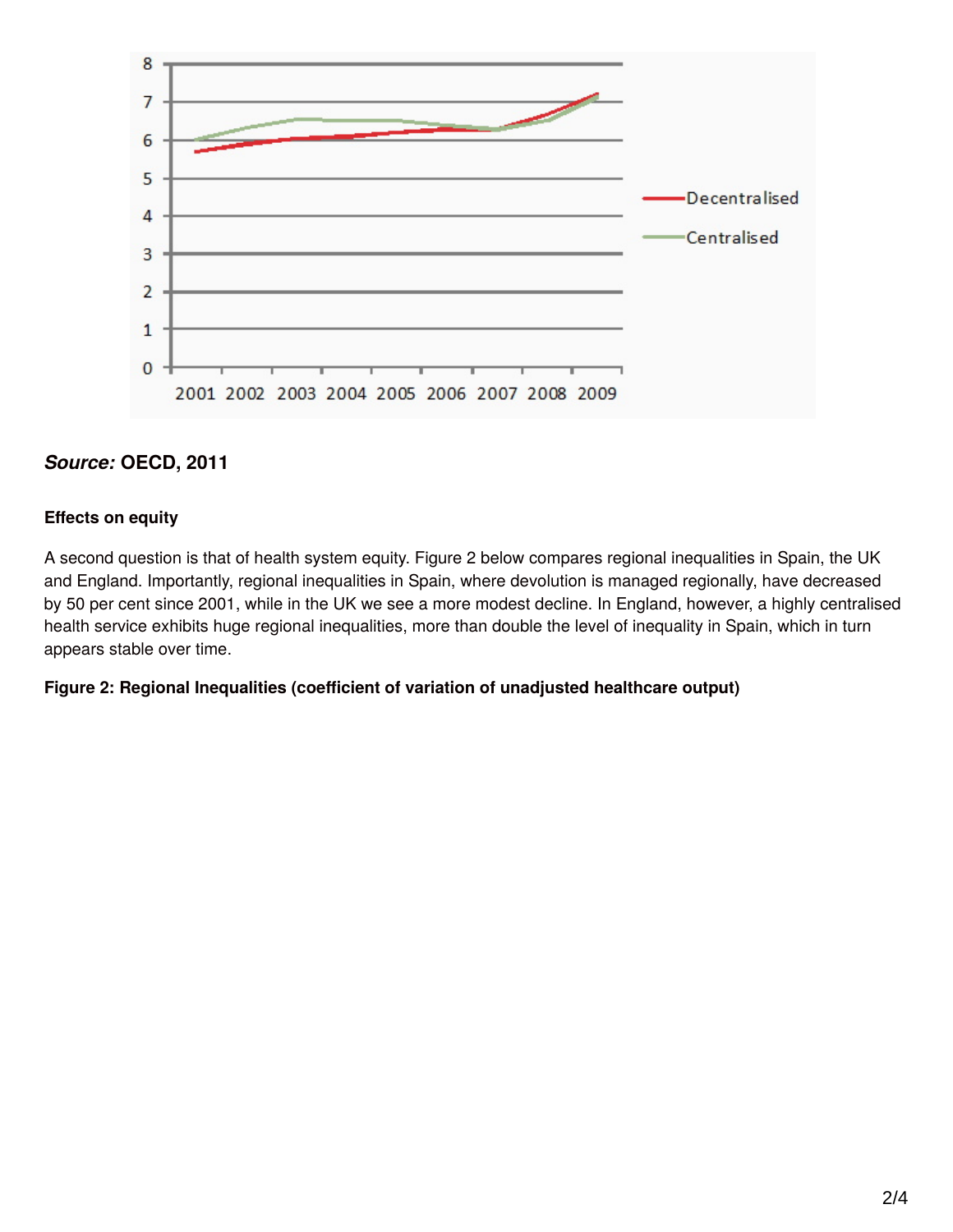*Source:* **OECD, 2011**

#### Effects on equity

A second question is that of health system equity. Figure 2 below compares regional inequalities in Spain, the UK and England. Importantly, regional inequalities in Spain, where devolution is managed regionally, have decreased by 50 per cent since 2001, while in the UK we see a more modest decline. In England, however, a highly centralised health service exhibits huge regional inequalities, more than double the level of inequality in Spain, which in turn appears stable over time.

**Figure 2: Regional Inequalities (coefficient of variation of unadjusted healthcare output)**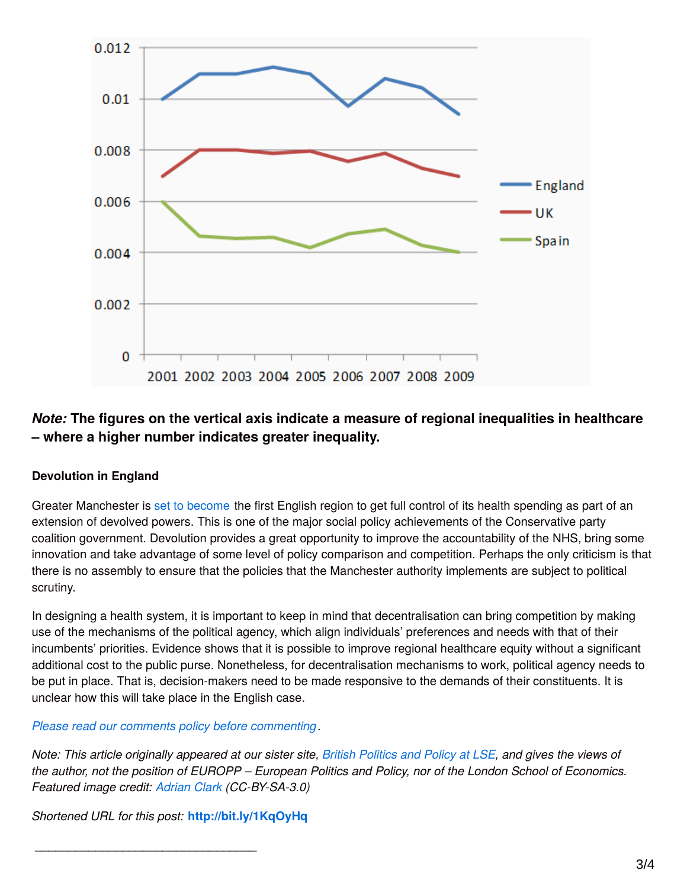0.012
0.01
0.008
0.006
0.004
0.002
0

2001 2002 2003 2004 2005 2006 2007 2008 2009

England
UK
Spain

***Note:* The figures on the vertical axis indicate a measure of regional inequalities in healthcare – where a higher number indicates greater inequality.**

**Devolution in England**

Greater Manchester is set to become the first English region to get full control of its health spending as part of an extension of devolved powers. This is one of the major social policy achievements of the Conservative party coalition government. Devolution provides a great opportunity to improve the accountability of the NHS, bring some innovation and take advantage of some level of policy comparison and competition. Perhaps the only criticism is that there is no assembly to ensure that the policies that the Manchester authority implements are subject to political scrutiny.

In designing a health system, it is important to keep in mind that decentralisation can bring competition by making use of the mechanisms of the political agency, which align individuals' preferences and needs with that of their incumbents' priorities. Evidence shows that it is possible to improve regional healthcare equity without a significant additional cost to the public purse. Nonetheless, for decentralisation mechanisms to work, political agency needs to be put in place. That is, decision-makers need to be made responsive to the demands of their constituents. It is unclear how this will take place in the English case.

*Please read our comments policy before commenting.*

*Note: This article originally appeared at our sister site, British Politics and Policy at LSE, and gives the views of the author, not the position of EUROPP – European Politics and Policy, nor of the London School of Economics. Featured image credit: Adrian Clark (CC-BY-SA-3.0)*

*Shortened URL for this post:* **http://bit.ly/1KqOyHq**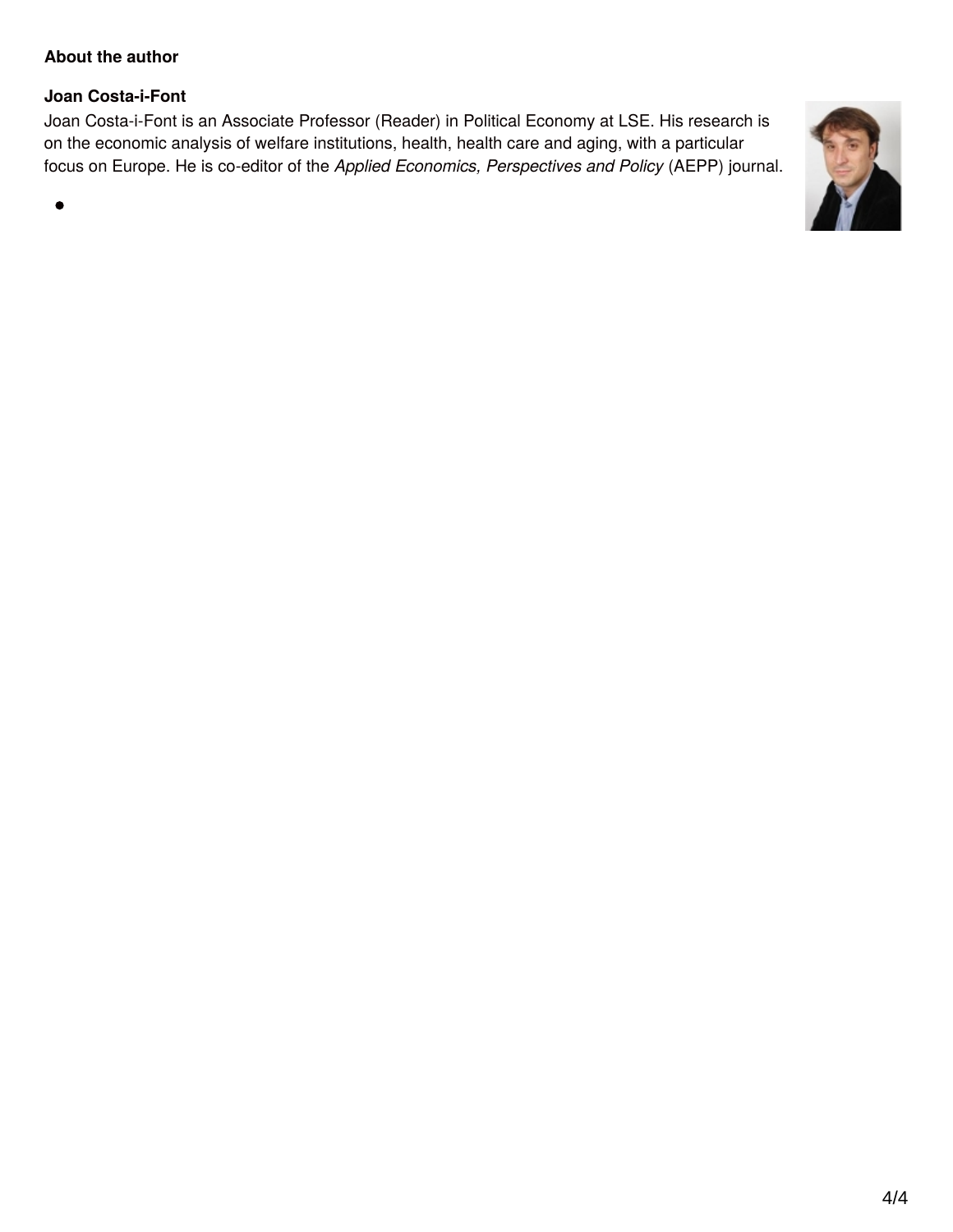**About the author**

**Joan Costa-i-Font**

Joan Costa-i-Font is an Associate Professor (Reader) in Political Economy at LSE. His research is on the economic analysis of welfare institutions, health, health care and aging, with a particular focus on Europe. He is co-editor of the *Applied Economics, Perspectives and Policy* (AEPP) journal.